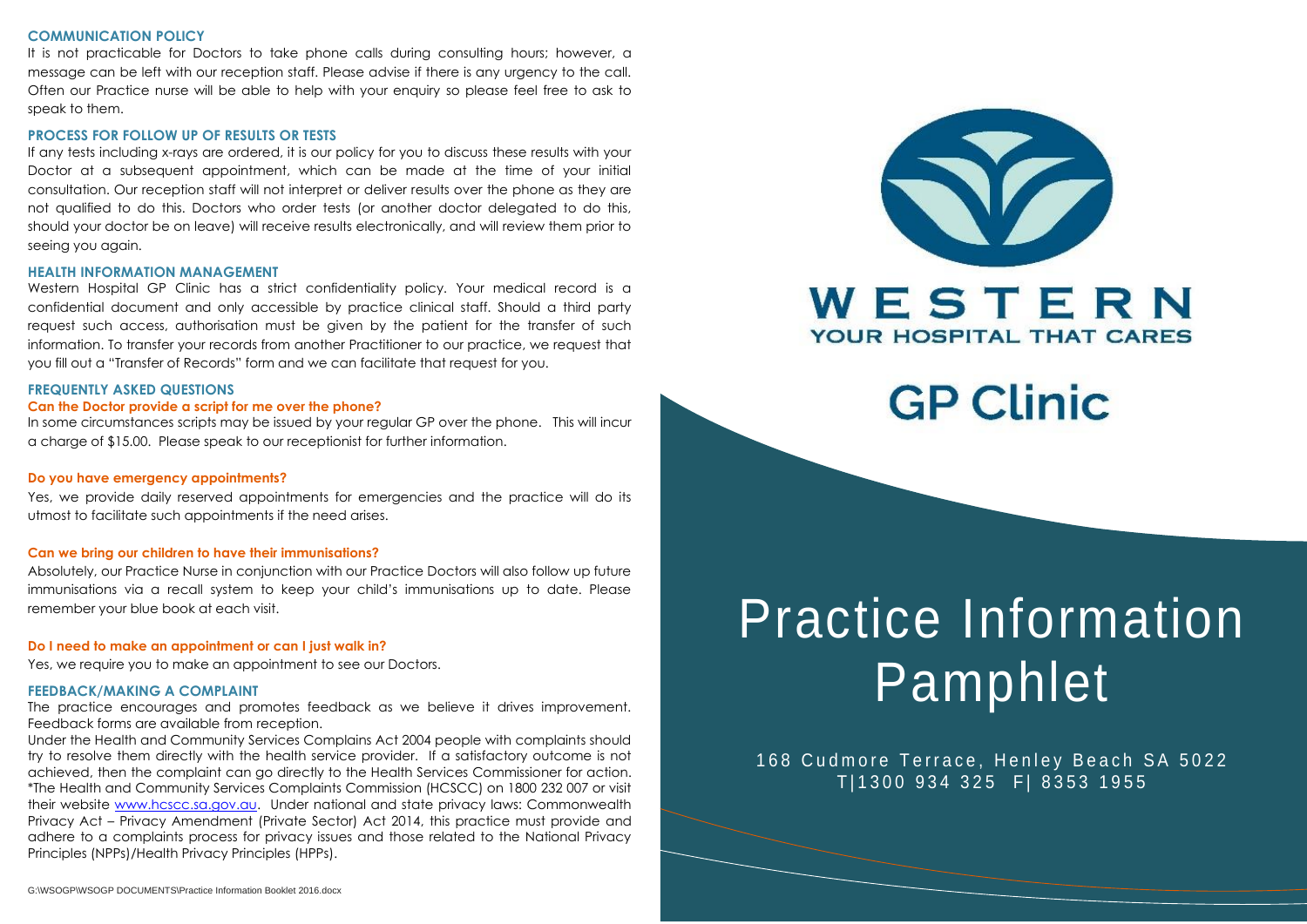## COMMUNICATION POLICY

It is not practicable for Doctors to take phone calls during consulting hours; however, a message can be left with our reception staff. Please advise if there is any urgency to the call. Often our Practice nurse will be able to help with your enquiry so please feel free to ask to speak to them.

## PROCESS FOR FOLLOW UP OF RESULTS OR TESTS

If any tests including x-rays are ordered, it is our policy for you to discuss these results with your Doctor at a subsequent appointment, which can be made at the time of your initial consultation. Our reception staff will not interpret or deliver results over the phone as they are not qualified to do this. Doctors who order tests (or another doctor delegated to do this, should your doctor be on leave) will receive results electronically, and will review them prior to seeing you again.

## HEALTH INFORMATION MANAGEMENT

Western Hospital GP Clinic has a strict confidentiality policy. Your medical record is a confidential document and only accessible by practice clinical staff. Should a third party request such access, authorisation must be given by the patient for the transfer of such information. To transfer your records from another Practitioner to our practice, we request that you fill out a "Transfer of Records" form and we can facilitate that request for you.

## FREQUENTLY ASKED QUESTIONS

### Can the Doctor provide a script for me over the phone?

In some circumstances scripts may be issued by your regular GP over the phone. This will incur a charge of $15.00. Please speak to our receptionist for further information.

### Do you have emergency appointments?

Yes, we provide daily reserved appointments for emergencies and the practice will do its utmost to facilitate such appointments if the need arises.

### Can we bring our children to have their immunisations?

Absolutely, our Practice Nurse in conjunction with our Practice Doctors will also follow up future immunisations via a recall system to keep your child's immunisations up to date. Please remember your blue book at each visit.

### Do I need to make an appointment or can I just walk in?

Yes, we require you to make an appointment to see our Doctors.

## FEEDBACK/MAKING A COMPLAINT

The practice encourages and promotes feedback as we believe it drives improvement. Feedback forms are available from reception.

Under the Health and Community Services Complains Act 2004 people with complaints should try to resolve them directly with the health service provider. If a satisfactory outcome is not achieved, then the complaint can go directly to the Health Services Commissioner for action. *The Health and Community Services Complaints Commission (HCSCC) on 1800 232 007 or visit their website www.hcscc.sa.gov.au. Under national and state privacy laws: Commonwealth Privacy Act – Privacy Amendment (Private Sector) Act 2014, this practice must provide and adhere to a complaints process for privacy issues and those related to the National Privacy Principles (NPPs)/Health Privacy Principles (HPPs).

G:\WSOGP\WSOGP DOCUMENTS\Practice Information Booklet 2016.docx

# WESTERN

YOUR HOSPITAL THAT CARES

# GP Clinic

# Practice Information Pamphlet

168 Cudmore Terrace, Henley Beach SA 5022

T|1300 934 325 F| 8353 1955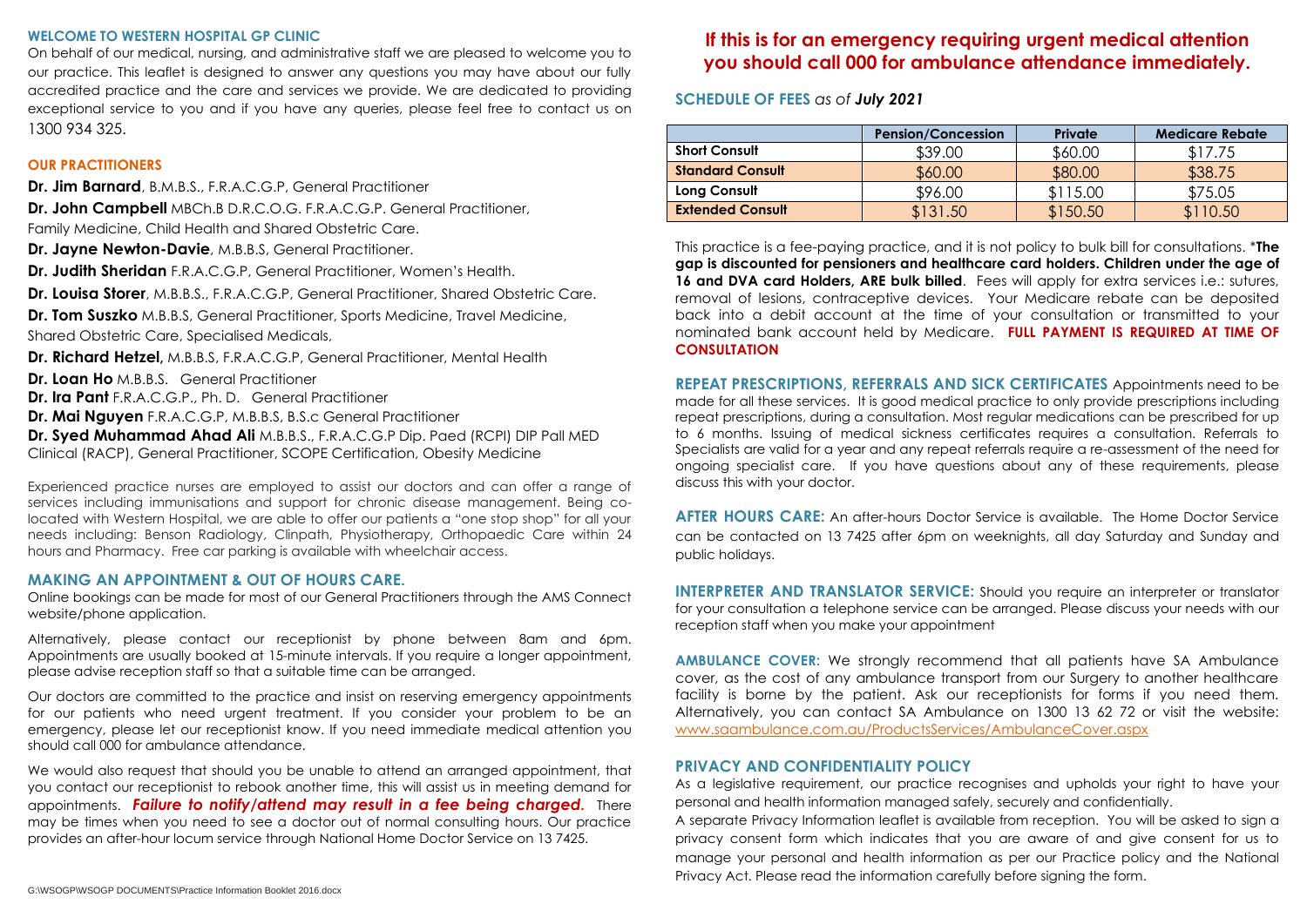## WELCOME TO WESTERN HOSPITAL GP CLINIC

On behalf of our medical, nursing, and administrative staff we are pleased to welcome you to our practice. This leaflet is designed to answer any questions you may have about our fully accredited practice and the care and services we provide. We are dedicated to providing exceptional service to you and if you have any queries, please feel free to contact us on 1300 934 325.

## OUR PRACTITIONERS

**Dr. Jim Barnard**, B.M.B.S., F.R.A.C.G.P, General Practitioner

**Dr. John Campbell** MBCh.B D.R.C.O.G. F.R.A.C.G.P. General Practitioner, Family Medicine, Child Health and Shared Obstetric Care.

**Dr. Jayne Newton-Davie**, M.B.B.S, General Practitioner.

**Dr. Judith Sheridan** F.R.A.C.G.P, General Practitioner, Women's Health.

**Dr. Louisa Storer**, M.B.B.S., F.R.A.C.G.P, General Practitioner, Shared Obstetric Care.

**Dr. Tom Suszko** M.B.B.S, General Practitioner, Sports Medicine, Travel Medicine, Shared Obstetric Care, Specialised Medicals,

**Dr. Richard Hetzel,** M.B.B.S, F.R.A.C.G.P, General Practitioner, Mental Health

**Dr. Loan Ho** M.B.B.S. General Practitioner

**Dr. Ira Pant** F.R.A.C.G.P., Ph. D. General Practitioner

**Dr. Mai Nguyen** F.R.A.C.G.P, M.B.B.S, B.S.c General Practitioner

**Dr. Syed Muhammad Ahad Ali** M.B.B.S., F.R.A.C.G.P Dip. Paed (RCPI) DIP Pall MED Clinical (RACP), General Practitioner, SCOPE Certification, Obesity Medicine

Experienced practice nurses are employed to assist our doctors and can offer a range of services including immunisations and support for chronic disease management. Being co-located with Western Hospital, we are able to offer our patients a "one stop shop" for all your needs including: Benson Radiology, Clinpath, Physiotherapy, Orthopaedic Care within 24 hours and Pharmacy. Free car parking is available with wheelchair access.

## MAKING AN APPOINTMENT & OUT OF HOURS CARE.

Online bookings can be made for most of our General Practitioners through the AMS Connect website/phone application.

Alternatively, please contact our receptionist by phone between 8am and 6pm. Appointments are usually booked at 15-minute intervals. If you require a longer appointment, please advise reception staff so that a suitable time can be arranged.

Our doctors are committed to the practice and insist on reserving emergency appointments for our patients who need urgent treatment. If you consider your problem to be an emergency, please let our receptionist know. If you need immediate medical attention you should call 000 for ambulance attendance.

We would also request that should you be unable to attend an arranged appointment, that you contact our receptionist to rebook another time, this will assist us in meeting demand for appointments. ***Failure to notify/attend may result in a fee being charged.*** There may be times when you need to see a doctor out of normal consulting hours. Our practice provides an after-hour locum service through National Home Doctor Service on 13 7425.

## If this is for an emergency requiring urgent medical attention you should call 000 for ambulance attendance immediately.

## SCHEDULE OF FEES *as of **July 2021***

| | Pension/Concession | Private | Medicare Rebate |
|---|---|---|---|
| **Short Consult** | $39.00 | $60.00 | $17.75 |
| **Standard Consult** | $60.00 | $80.00 | $38.75 |
| **Long Consult** | $96.00 | $115.00 | $75.05 |
| **Extended Consult** | $131.50 | $150.50 | $110.50 |

This practice is a fee-paying practice, and it is not policy to bulk bill for consultations. ***The gap is discounted for pensioners and healthcare card holders. Children under the age of 16 and DVA card Holders, ARE bulk billed**. Fees will apply for extra services i.e.: sutures, removal of lesions, contraceptive devices. Your Medicare rebate can be deposited back into a debit account at the time of your consultation or transmitted to your nominated bank account held by Medicare. **FULL PAYMENT IS REQUIRED AT TIME OF CONSULTATION**

**REPEAT PRESCRIPTIONS, REFERRALS AND SICK CERTIFICATES** Appointments need to be made for all these services. It is good medical practice to only provide prescriptions including repeat prescriptions, during a consultation. Most regular medications can be prescribed for up to 6 months. Issuing of medical sickness certificates requires a consultation. Referrals to Specialists are valid for a year and any repeat referrals require a re-assessment of the need for ongoing specialist care. If you have questions about any of these requirements, please discuss this with your doctor.

**AFTER HOURS CARE:** An after-hours Doctor Service is available. The Home Doctor Service can be contacted on 13 7425 after 6pm on weeknights, all day Saturday and Sunday and public holidays.

**INTERPRETER AND TRANSLATOR SERVICE:** Should you require an interpreter or translator for your consultation a telephone service can be arranged. Please discuss your needs with our reception staff when you make your appointment

**AMBULANCE COVER:** We strongly recommend that all patients have SA Ambulance cover, as the cost of any ambulance transport from our Surgery to another healthcare facility is borne by the patient. Ask our receptionists for forms if you need them. Alternatively, you can contact SA Ambulance on 1300 13 62 72 or visit the website: www.saambulance.com.au/ProductsServices/AmbulanceCover.aspx

## PRIVACY AND CONFIDENTIALITY POLICY

As a legislative requirement, our practice recognises and upholds your right to have your personal and health information managed safely, securely and confidentially.

A separate Privacy Information leaflet is available from reception. You will be asked to sign a privacy consent form which indicates that you are aware of and give consent for us to manage your personal and health information as per our Practice policy and the National Privacy Act. Please read the information carefully before signing the form.